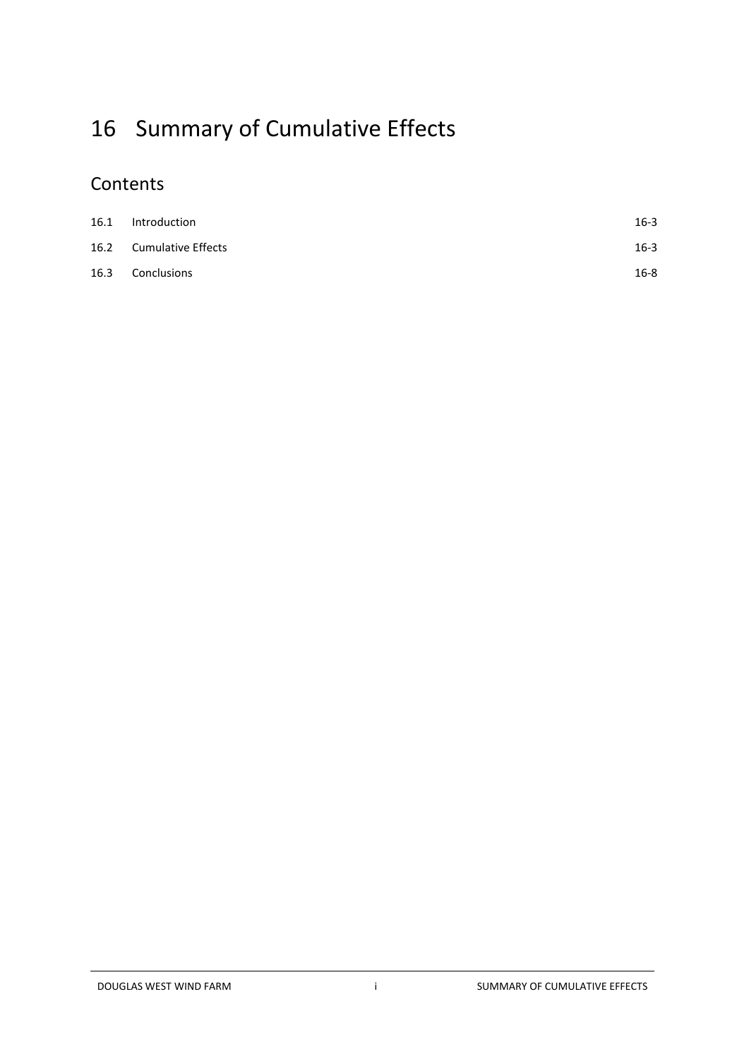# 16 Summary of Cumulative Effects

## Contents

| | | |
|---|---|---|
| 16.1 | Introduction | 16-3 |
| 16.2 | Cumulative Effects | 16-3 |
| 16.3 | Conclusions | 16-8 |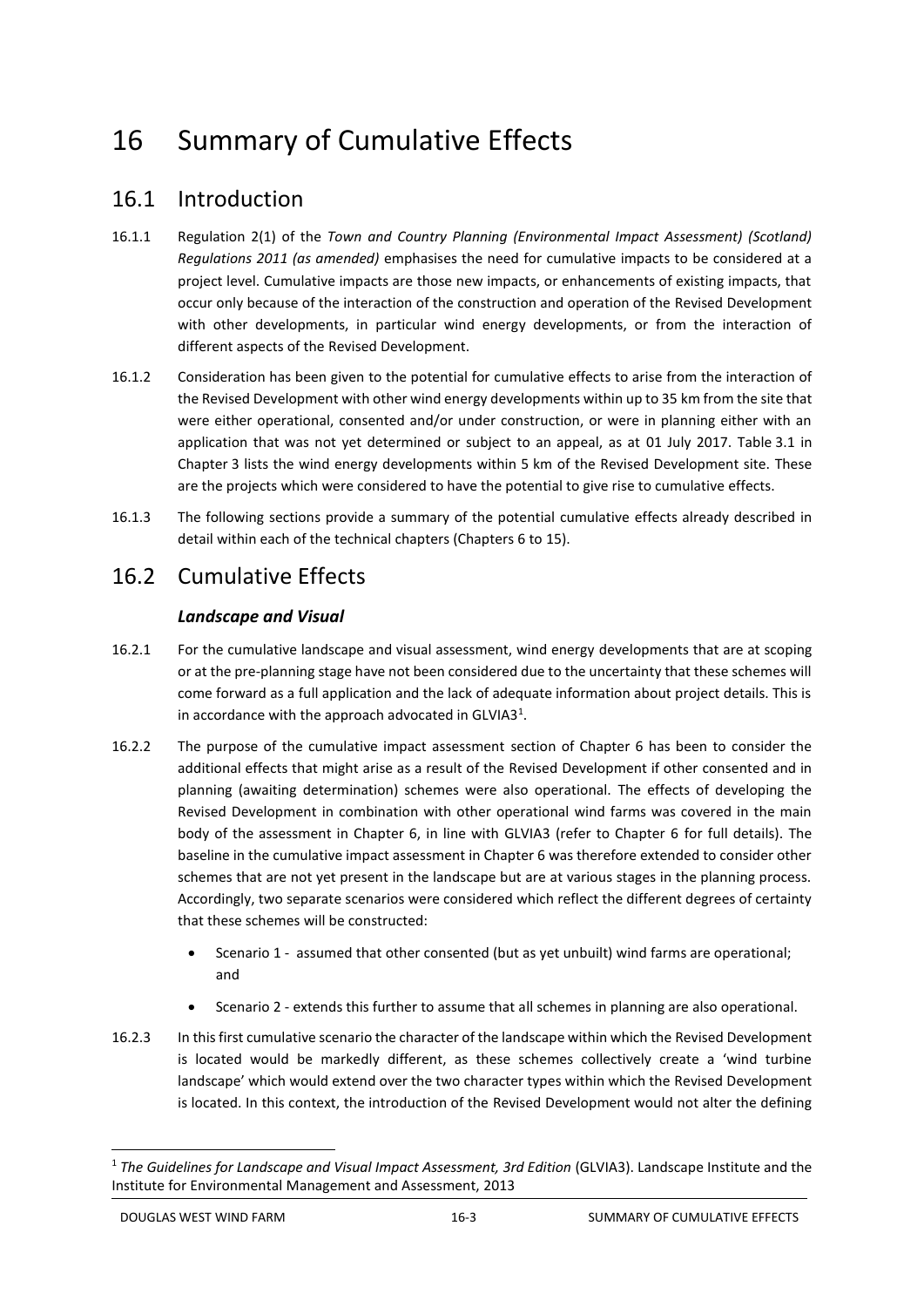# 16 Summary of Cumulative Effects

## 16.1 Introduction

16.1.1 Regulation 2(1) of the *Town and Country Planning (Environmental Impact Assessment) (Scotland) Regulations 2011 (as amended)* emphasises the need for cumulative impacts to be considered at a project level. Cumulative impacts are those new impacts, or enhancements of existing impacts, that occur only because of the interaction of the construction and operation of the Revised Development with other developments, in particular wind energy developments, or from the interaction of different aspects of the Revised Development.

16.1.2 Consideration has been given to the potential for cumulative effects to arise from the interaction of the Revised Development with other wind energy developments within up to 35 km from the site that were either operational, consented and/or under construction, or were in planning either with an application that was not yet determined or subject to an appeal, as at 01 July 2017. Table 3.1 in Chapter 3 lists the wind energy developments within 5 km of the Revised Development site. These are the projects which were considered to have the potential to give rise to cumulative effects.

16.1.3 The following sections provide a summary of the potential cumulative effects already described in detail within each of the technical chapters (Chapters 6 to 15).

## 16.2 Cumulative Effects

### *Landscape and Visual*

16.2.1 For the cumulative landscape and visual assessment, wind energy developments that are at scoping or at the pre-planning stage have not been considered due to the uncertainty that these schemes will come forward as a full application and the lack of adequate information about project details. This is in accordance with the approach advocated in GLVIA3[1].

16.2.2 The purpose of the cumulative impact assessment section of Chapter 6 has been to consider the additional effects that might arise as a result of the Revised Development if other consented and in planning (awaiting determination) schemes were also operational. The effects of developing the Revised Development in combination with other operational wind farms was covered in the main body of the assessment in Chapter 6, in line with GLVIA3 (refer to Chapter 6 for full details). The baseline in the cumulative impact assessment in Chapter 6 was therefore extended to consider other schemes that are not yet present in the landscape but are at various stages in the planning process. Accordingly, two separate scenarios were considered which reflect the different degrees of certainty that these schemes will be constructed:

- Scenario 1 - assumed that other consented (but as yet unbuilt) wind farms are operational; and
- Scenario 2 - extends this further to assume that all schemes in planning are also operational.

16.2.3 In this first cumulative scenario the character of the landscape within which the Revised Development is located would be markedly different, as these schemes collectively create a 'wind turbine landscape' which would extend over the two character types within which the Revised Development is located. In this context, the introduction of the Revised Development would not alter the defining

[1] *The Guidelines for Landscape and Visual Impact Assessment, 3rd Edition* (GLVIA3). Landscape Institute and the Institute for Environmental Management and Assessment, 2013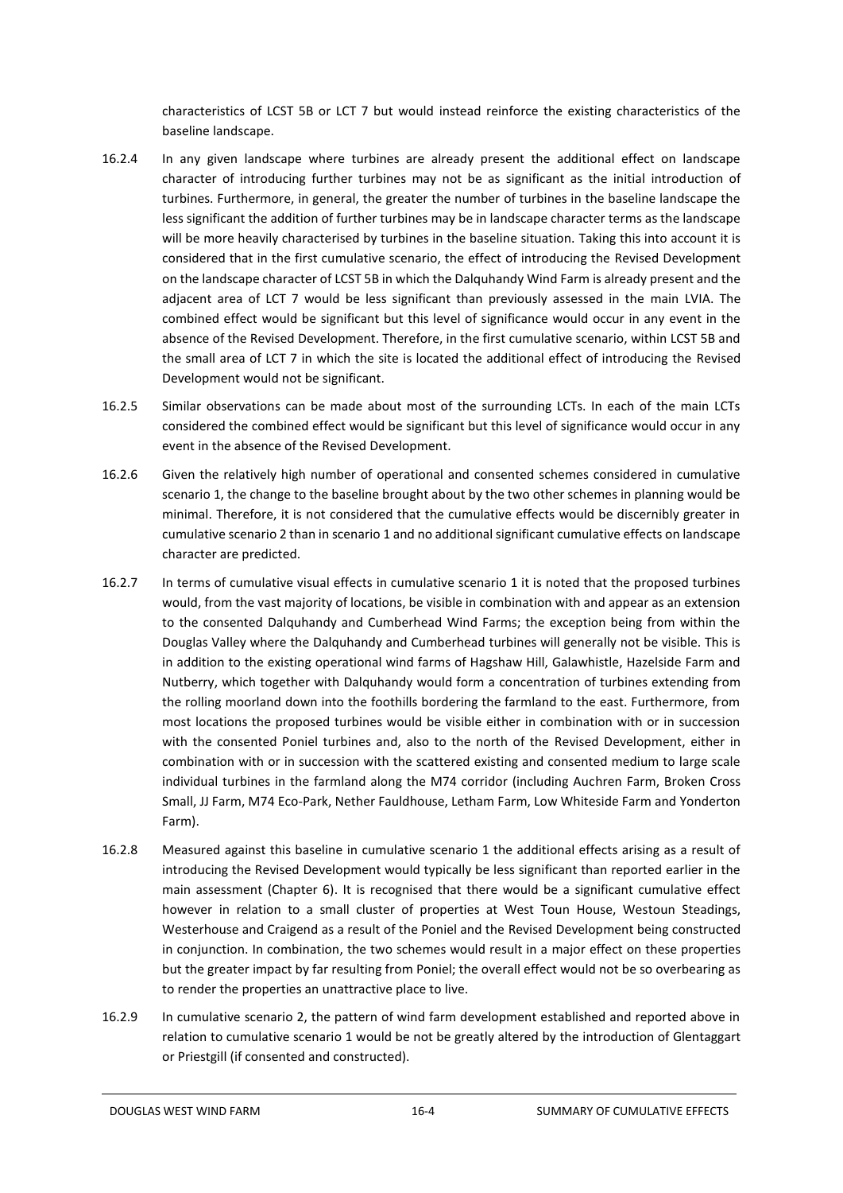characteristics of LCST 5B or LCT 7 but would instead reinforce the existing characteristics of the baseline landscape.

16.2.4 In any given landscape where turbines are already present the additional effect on landscape character of introducing further turbines may not be as significant as the initial introduction of turbines. Furthermore, in general, the greater the number of turbines in the baseline landscape the less significant the addition of further turbines may be in landscape character terms as the landscape will be more heavily characterised by turbines in the baseline situation. Taking this into account it is considered that in the first cumulative scenario, the effect of introducing the Revised Development on the landscape character of LCST 5B in which the Dalquhandy Wind Farm is already present and the adjacent area of LCT 7 would be less significant than previously assessed in the main LVIA. The combined effect would be significant but this level of significance would occur in any event in the absence of the Revised Development. Therefore, in the first cumulative scenario, within LCST 5B and the small area of LCT 7 in which the site is located the additional effect of introducing the Revised Development would not be significant.

16.2.5 Similar observations can be made about most of the surrounding LCTs. In each of the main LCTs considered the combined effect would be significant but this level of significance would occur in any event in the absence of the Revised Development.

16.2.6 Given the relatively high number of operational and consented schemes considered in cumulative scenario 1, the change to the baseline brought about by the two other schemes in planning would be minimal. Therefore, it is not considered that the cumulative effects would be discernibly greater in cumulative scenario 2 than in scenario 1 and no additional significant cumulative effects on landscape character are predicted.

16.2.7 In terms of cumulative visual effects in cumulative scenario 1 it is noted that the proposed turbines would, from the vast majority of locations, be visible in combination with and appear as an extension to the consented Dalquhandy and Cumberhead Wind Farms; the exception being from within the Douglas Valley where the Dalquhandy and Cumberhead turbines will generally not be visible. This is in addition to the existing operational wind farms of Hagshaw Hill, Galawhistle, Hazelside Farm and Nutberry, which together with Dalquhandy would form a concentration of turbines extending from the rolling moorland down into the foothills bordering the farmland to the east. Furthermore, from most locations the proposed turbines would be visible either in combination with or in succession with the consented Poniel turbines and, also to the north of the Revised Development, either in combination with or in succession with the scattered existing and consented medium to large scale individual turbines in the farmland along the M74 corridor (including Auchren Farm, Broken Cross Small, JJ Farm, M74 Eco-Park, Nether Fauldhouse, Letham Farm, Low Whiteside Farm and Yonderton Farm).

16.2.8 Measured against this baseline in cumulative scenario 1 the additional effects arising as a result of introducing the Revised Development would typically be less significant than reported earlier in the main assessment (Chapter 6). It is recognised that there would be a significant cumulative effect however in relation to a small cluster of properties at West Toun House, Westoun Steadings, Westerhouse and Craigend as a result of the Poniel and the Revised Development being constructed in conjunction. In combination, the two schemes would result in a major effect on these properties but the greater impact by far resulting from Poniel; the overall effect would not be so overbearing as to render the properties an unattractive place to live.

16.2.9 In cumulative scenario 2, the pattern of wind farm development established and reported above in relation to cumulative scenario 1 would be not be greatly altered by the introduction of Glentaggart or Priestgill (if consented and constructed).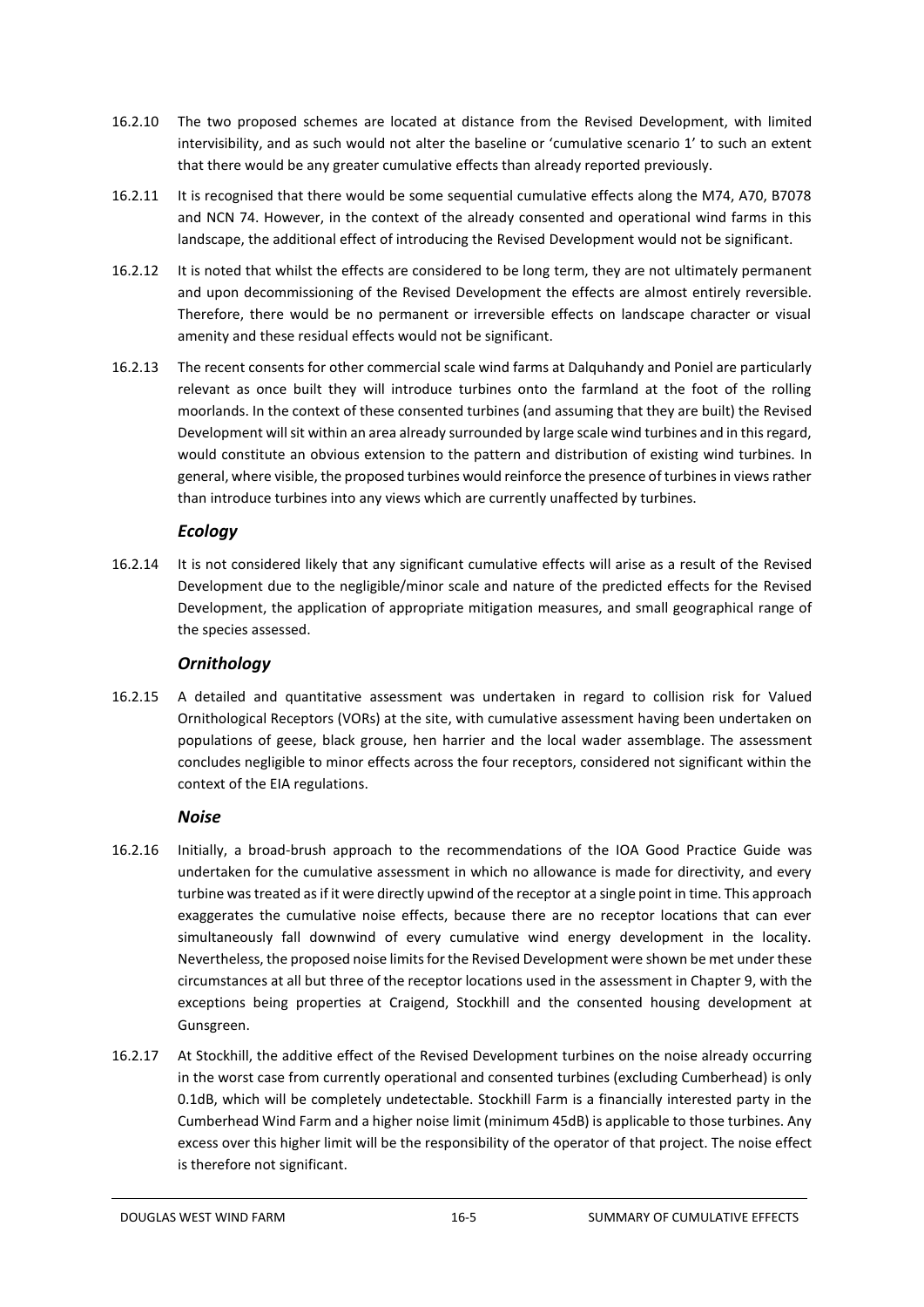16.2.10 The two proposed schemes are located at distance from the Revised Development, with limited intervisibility, and as such would not alter the baseline or 'cumulative scenario 1' to such an extent that there would be any greater cumulative effects than already reported previously.

16.2.11 It is recognised that there would be some sequential cumulative effects along the M74, A70, B7078 and NCN 74. However, in the context of the already consented and operational wind farms in this landscape, the additional effect of introducing the Revised Development would not be significant.

16.2.12 It is noted that whilst the effects are considered to be long term, they are not ultimately permanent and upon decommissioning of the Revised Development the effects are almost entirely reversible. Therefore, there would be no permanent or irreversible effects on landscape character or visual amenity and these residual effects would not be significant.

16.2.13 The recent consents for other commercial scale wind farms at Dalquhandy and Poniel are particularly relevant as once built they will introduce turbines onto the farmland at the foot of the rolling moorlands. In the context of these consented turbines (and assuming that they are built) the Revised Development will sit within an area already surrounded by large scale wind turbines and in this regard, would constitute an obvious extension to the pattern and distribution of existing wind turbines. In general, where visible, the proposed turbines would reinforce the presence of turbines in views rather than introduce turbines into any views which are currently unaffected by turbines.

### *Ecology*

16.2.14 It is not considered likely that any significant cumulative effects will arise as a result of the Revised Development due to the negligible/minor scale and nature of the predicted effects for the Revised Development, the application of appropriate mitigation measures, and small geographical range of the species assessed.

### *Ornithology*

16.2.15 A detailed and quantitative assessment was undertaken in regard to collision risk for Valued Ornithological Receptors (VORs) at the site, with cumulative assessment having been undertaken on populations of geese, black grouse, hen harrier and the local wader assemblage. The assessment concludes negligible to minor effects across the four receptors, considered not significant within the context of the EIA regulations.

### *Noise*

16.2.16 Initially, a broad-brush approach to the recommendations of the IOA Good Practice Guide was undertaken for the cumulative assessment in which no allowance is made for directivity, and every turbine was treated as if it were directly upwind of the receptor at a single point in time. This approach exaggerates the cumulative noise effects, because there are no receptor locations that can ever simultaneously fall downwind of every cumulative wind energy development in the locality. Nevertheless, the proposed noise limits for the Revised Development were shown be met under these circumstances at all but three of the receptor locations used in the assessment in Chapter 9, with the exceptions being properties at Craigend, Stockhill and the consented housing development at Gunsgreen.

16.2.17 At Stockhill, the additive effect of the Revised Development turbines on the noise already occurring in the worst case from currently operational and consented turbines (excluding Cumberhead) is only 0.1dB, which will be completely undetectable. Stockhill Farm is a financially interested party in the Cumberhead Wind Farm and a higher noise limit (minimum 45dB) is applicable to those turbines. Any excess over this higher limit will be the responsibility of the operator of that project. The noise effect is therefore not significant.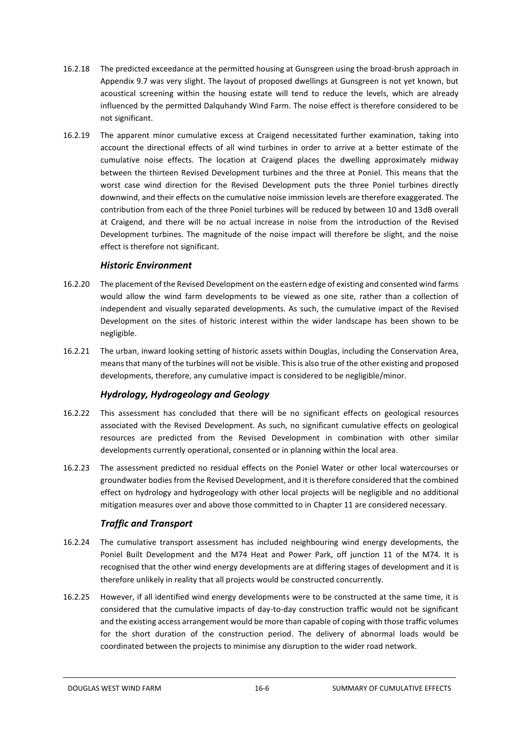16.2.18 The predicted exceedance at the permitted housing at Gunsgreen using the broad-brush approach in Appendix 9.7 was very slight. The layout of proposed dwellings at Gunsgreen is not yet known, but acoustical screening within the housing estate will tend to reduce the levels, which are already influenced by the permitted Dalquhandy Wind Farm. The noise effect is therefore considered to be not significant.

16.2.19 The apparent minor cumulative excess at Craigend necessitated further examination, taking into account the directional effects of all wind turbines in order to arrive at a better estimate of the cumulative noise effects. The location at Craigend places the dwelling approximately midway between the thirteen Revised Development turbines and the three at Poniel. This means that the worst case wind direction for the Revised Development puts the three Poniel turbines directly downwind, and their effects on the cumulative noise immission levels are therefore exaggerated. The contribution from each of the three Poniel turbines will be reduced by between 10 and 13dB overall at Craigend, and there will be no actual increase in noise from the introduction of the Revised Development turbines. The magnitude of the noise impact will therefore be slight, and the noise effect is therefore not significant.

### *Historic Environment*

16.2.20 The placement of the Revised Development on the eastern edge of existing and consented wind farms would allow the wind farm developments to be viewed as one site, rather than a collection of independent and visually separated developments. As such, the cumulative impact of the Revised Development on the sites of historic interest within the wider landscape has been shown to be negligible.

16.2.21 The urban, inward looking setting of historic assets within Douglas, including the Conservation Area, means that many of the turbines will not be visible. This is also true of the other existing and proposed developments, therefore, any cumulative impact is considered to be negligible/minor.

### *Hydrology, Hydrogeology and Geology*

16.2.22 This assessment has concluded that there will be no significant effects on geological resources associated with the Revised Development. As such, no significant cumulative effects on geological resources are predicted from the Revised Development in combination with other similar developments currently operational, consented or in planning within the local area.

16.2.23 The assessment predicted no residual effects on the Poniel Water or other local watercourses or groundwater bodies from the Revised Development, and it is therefore considered that the combined effect on hydrology and hydrogeology with other local projects will be negligible and no additional mitigation measures over and above those committed to in Chapter 11 are considered necessary.

### *Traffic and Transport*

16.2.24 The cumulative transport assessment has included neighbouring wind energy developments, the Poniel Built Development and the M74 Heat and Power Park, off junction 11 of the M74. It is recognised that the other wind energy developments are at differing stages of development and it is therefore unlikely in reality that all projects would be constructed concurrently.

16.2.25 However, if all identified wind energy developments were to be constructed at the same time, it is considered that the cumulative impacts of day-to-day construction traffic would not be significant and the existing access arrangement would be more than capable of coping with those traffic volumes for the short duration of the construction period. The delivery of abnormal loads would be coordinated between the projects to minimise any disruption to the wider road network.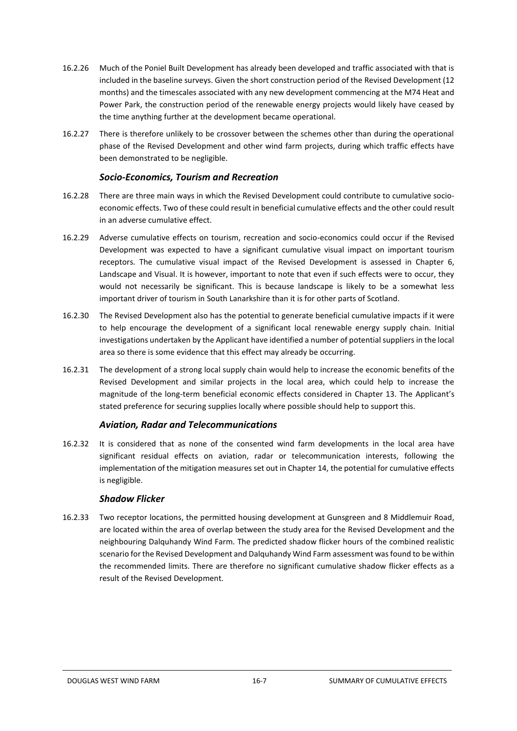16.2.26 Much of the Poniel Built Development has already been developed and traffic associated with that is included in the baseline surveys. Given the short construction period of the Revised Development (12 months) and the timescales associated with any new development commencing at the M74 Heat and Power Park, the construction period of the renewable energy projects would likely have ceased by the time anything further at the development became operational.

16.2.27 There is therefore unlikely to be crossover between the schemes other than during the operational phase of the Revised Development and other wind farm projects, during which traffic effects have been demonstrated to be negligible.

### *Socio-Economics, Tourism and Recreation*

16.2.28 There are three main ways in which the Revised Development could contribute to cumulative socio-economic effects. Two of these could result in beneficial cumulative effects and the other could result in an adverse cumulative effect.

16.2.29 Adverse cumulative effects on tourism, recreation and socio-economics could occur if the Revised Development was expected to have a significant cumulative visual impact on important tourism receptors. The cumulative visual impact of the Revised Development is assessed in Chapter 6, Landscape and Visual. It is however, important to note that even if such effects were to occur, they would not necessarily be significant. This is because landscape is likely to be a somewhat less important driver of tourism in South Lanarkshire than it is for other parts of Scotland.

16.2.30 The Revised Development also has the potential to generate beneficial cumulative impacts if it were to help encourage the development of a significant local renewable energy supply chain. Initial investigations undertaken by the Applicant have identified a number of potential suppliers in the local area so there is some evidence that this effect may already be occurring.

16.2.31 The development of a strong local supply chain would help to increase the economic benefits of the Revised Development and similar projects in the local area, which could help to increase the magnitude of the long-term beneficial economic effects considered in Chapter 13. The Applicant's stated preference for securing supplies locally where possible should help to support this.

### *Aviation, Radar and Telecommunications*

16.2.32 It is considered that as none of the consented wind farm developments in the local area have significant residual effects on aviation, radar or telecommunication interests, following the implementation of the mitigation measures set out in Chapter 14, the potential for cumulative effects is negligible.

### *Shadow Flicker*

16.2.33 Two receptor locations, the permitted housing development at Gunsgreen and 8 Middlemuir Road, are located within the area of overlap between the study area for the Revised Development and the neighbouring Dalquhandy Wind Farm. The predicted shadow flicker hours of the combined realistic scenario for the Revised Development and Dalquhandy Wind Farm assessment was found to be within the recommended limits. There are therefore no significant cumulative shadow flicker effects as a result of the Revised Development.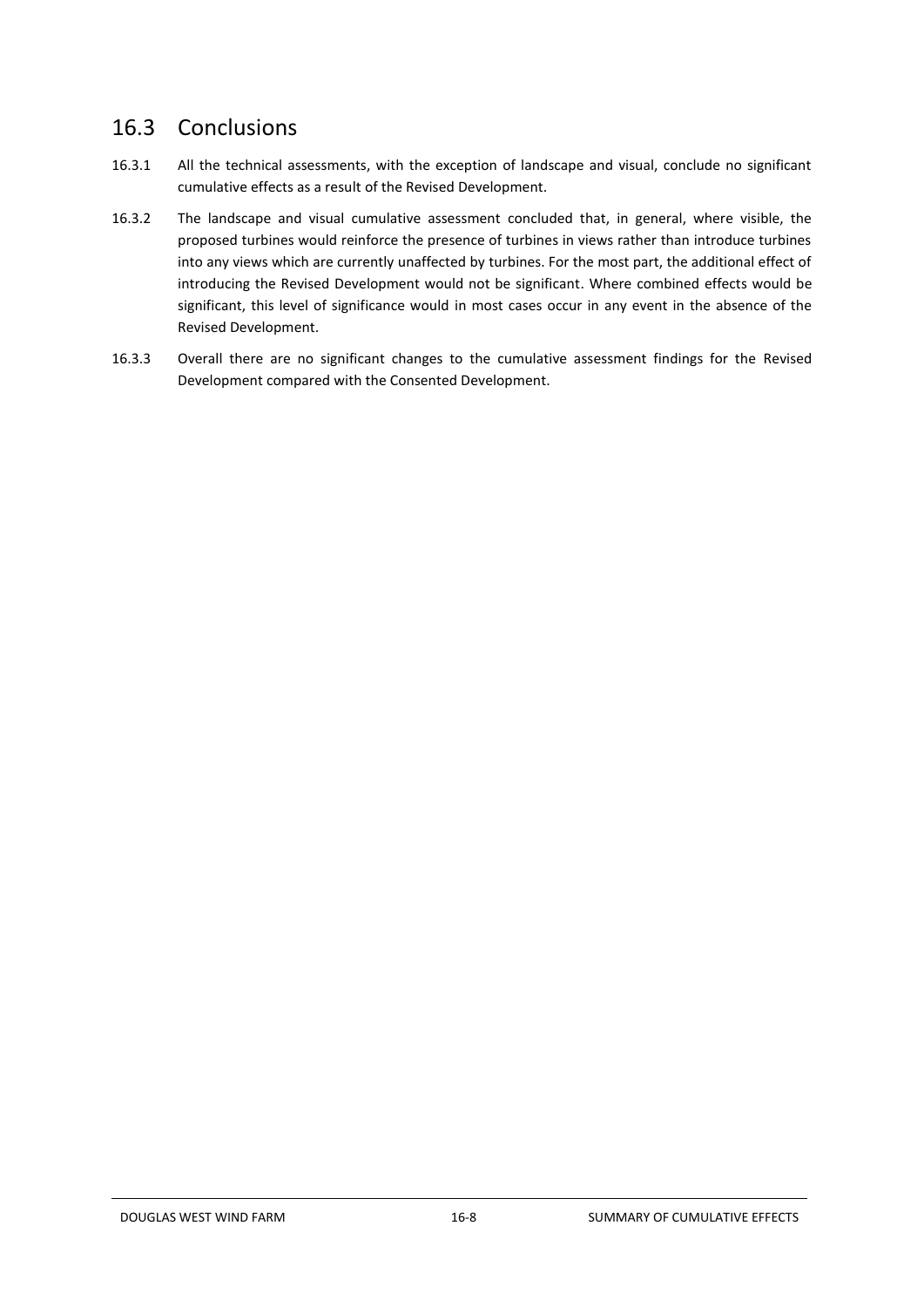## 16.3 Conclusions

16.3.1 All the technical assessments, with the exception of landscape and visual, conclude no significant cumulative effects as a result of the Revised Development.

16.3.2 The landscape and visual cumulative assessment concluded that, in general, where visible, the proposed turbines would reinforce the presence of turbines in views rather than introduce turbines into any views which are currently unaffected by turbines. For the most part, the additional effect of introducing the Revised Development would not be significant. Where combined effects would be significant, this level of significance would in most cases occur in any event in the absence of the Revised Development.

16.3.3 Overall there are no significant changes to the cumulative assessment findings for the Revised Development compared with the Consented Development.